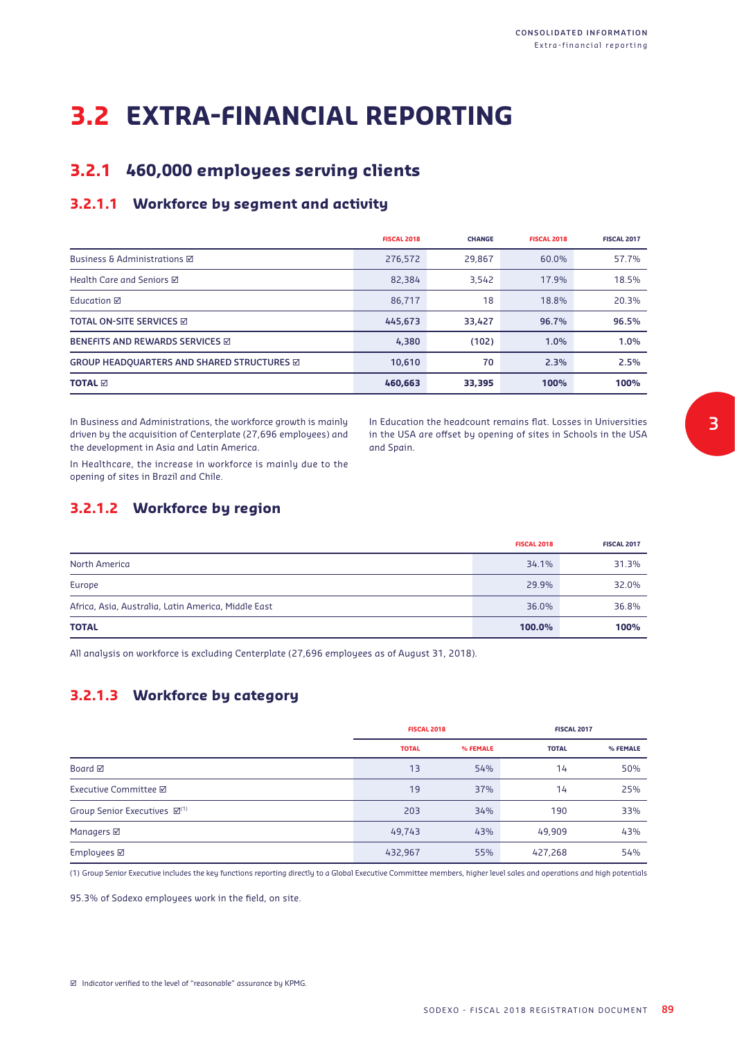# 3.2 EXTRA-FINANCIAL REPORTING

## 3.2.1 460,000 employees serving clients

### 3.2.1.1 Workforce by segment and activity

| | FISCAL 2018 | CHANGE | FISCAL 2018 | FISCAL 2017 |
|---|---|---|---|---|
| Business & Administrations ☑ | 276,572 | 29,867 | 60.0% | 57.7% |
| Health Care and Seniors ☑ | 82,384 | 3,542 | 17.9% | 18.5% |
| Education ☑ | 86,717 | 18 | 18.8% | 20.3% |
| **TOTAL ON-SITE SERVICES ☑** | **445,673** | **33,427** | **96.7%** | **96.5%** |
| **BENEFITS AND REWARDS SERVICES ☑** | **4,380** | **(102)** | **1.0%** | **1.0%** |
| **GROUP HEADQUARTERS AND SHARED STRUCTURES ☑** | **10,610** | **70** | **2.3%** | **2.5%** |
| **TOTAL ☑** | **460,663** | **33,395** | **100%** | **100%** |

In Business and Administrations, the workforce growth is mainly driven by the acquisition of Centerplate (27,696 employees) and the development in Asia and Latin America.

In Healthcare, the increase in workforce is mainly due to the opening of sites in Brazil and Chile.

In Education the headcount remains flat. Losses in Universities in the USA are offset by opening of sites in Schools in the USA and Spain.

### 3.2.1.2 Workforce by region

| | FISCAL 2018 | FISCAL 2017 |
|---|---|---|
| North America | 34.1% | 31.3% |
| Europe | 29.9% | 32.0% |
| Africa, Asia, Australia, Latin America, Middle East | 36.0% | 36.8% |
| **TOTAL** | **100.0%** | **100%** |

All analysis on workforce is excluding Centerplate (27,696 employees as of August 31, 2018).

### 3.2.1.3 Workforce by category

| | FISCAL 2018 | | FISCAL 2017 | |
|---|---|---|---|---|
| | TOTAL | % FEMALE | TOTAL | % FEMALE |
| Board ☑ | 13 | 54% | 14 | 50% |
| Executive Committee ☑ | 19 | 37% | 14 | 25% |
| Group Senior Executives ☑[1] | 203 | 34% | 190 | 33% |
| Managers ☑ | 49,743 | 43% | 49,909 | 43% |
| Employees ☑ | 432,967 | 55% | 427,268 | 54% |

(1) Group Senior Executive includes the key functions reporting directly to a Global Executive Committee members, higher level sales and operations and high potentials

95.3% of Sodexo employees work in the field, on site.

☑ Indicator verified to the level of "reasonable" assurance by KPMG.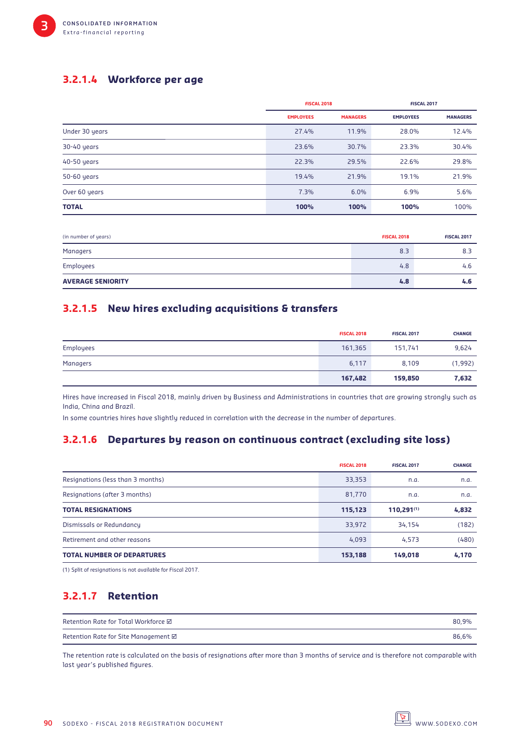### 3.2.1.4 Workforce per age

| | FISCAL 2018 | | FISCAL 2017 | |
|---|---|---|---|---|
| | EMPLOYEES | MANAGERS | EMPLOYEES | MANAGERS |
| Under 30 years | 27.4% | 11.9% | 28.0% | 12.4% |
| 30-40 years | 23.6% | 30.7% | 23.3% | 30.4% |
| 40-50 years | 22.3% | 29.5% | 22.6% | 29.8% |
| 50-60 years | 19.4% | 21.9% | 19.1% | 21.9% |
| Over 60 years | 7.3% | 6.0% | 6.9% | 5.6% |
| **TOTAL** | **100%** | **100%** | **100%** | 100% |

| (in number of years) | FISCAL 2018 | FISCAL 2017 |
|---|---|---|
| Managers | 8.3 | 8.3 |
| Employees | 4.8 | 4.6 |
| **AVERAGE SENIORITY** | **4.8** | **4.6** |

### 3.2.1.5 New hires excluding acquisitions & transfers

| | FISCAL 2018 | FISCAL 2017 | CHANGE |
|---|---|---|---|
| Employees | 161,365 | 151,741 | 9,624 |
| Managers | 6,117 | 8,109 | (1,992) |
| | **167,482** | **159,850** | **7,632** |

Hires have increased in Fiscal 2018, mainly driven by Business and Administrations in countries that are growing strongly such as India, China and Brazil.

In some countries hires have slightly reduced in correlation with the decrease in the number of departures.

### 3.2.1.6 Departures by reason on continuous contract (excluding site loss)

| | FISCAL 2018 | FISCAL 2017 | CHANGE |
|---|---|---|---|
| Resignations (less than 3 months) | 33,353 | n.a. | n.a. |
| Resignations (after 3 months) | 81,770 | n.a. | n.a. |
| **TOTAL RESIGNATIONS** | **115,123** | **110,291**[(1)] | **4,832** |
| Dismissals or Redundancy | 33,972 | 34,154 | (182) |
| Retirement and other reasons | 4,093 | 4,573 | (480) |
| **TOTAL NUMBER OF DEPARTURES** | **153,188** | **149,018** | **4,170** |

(1) Split of resignations is not available for Fiscal 2017.

### 3.2.1.7 Retention

| | |
|---|---|
| Retention Rate for Total Workforce ☑ | 80,9% |
| Retention Rate for Site Management ☑ | 86,6% |

The retention rate is calculated on the basis of resignations after more than 3 months of service and is therefore not comparable with last year's published figures.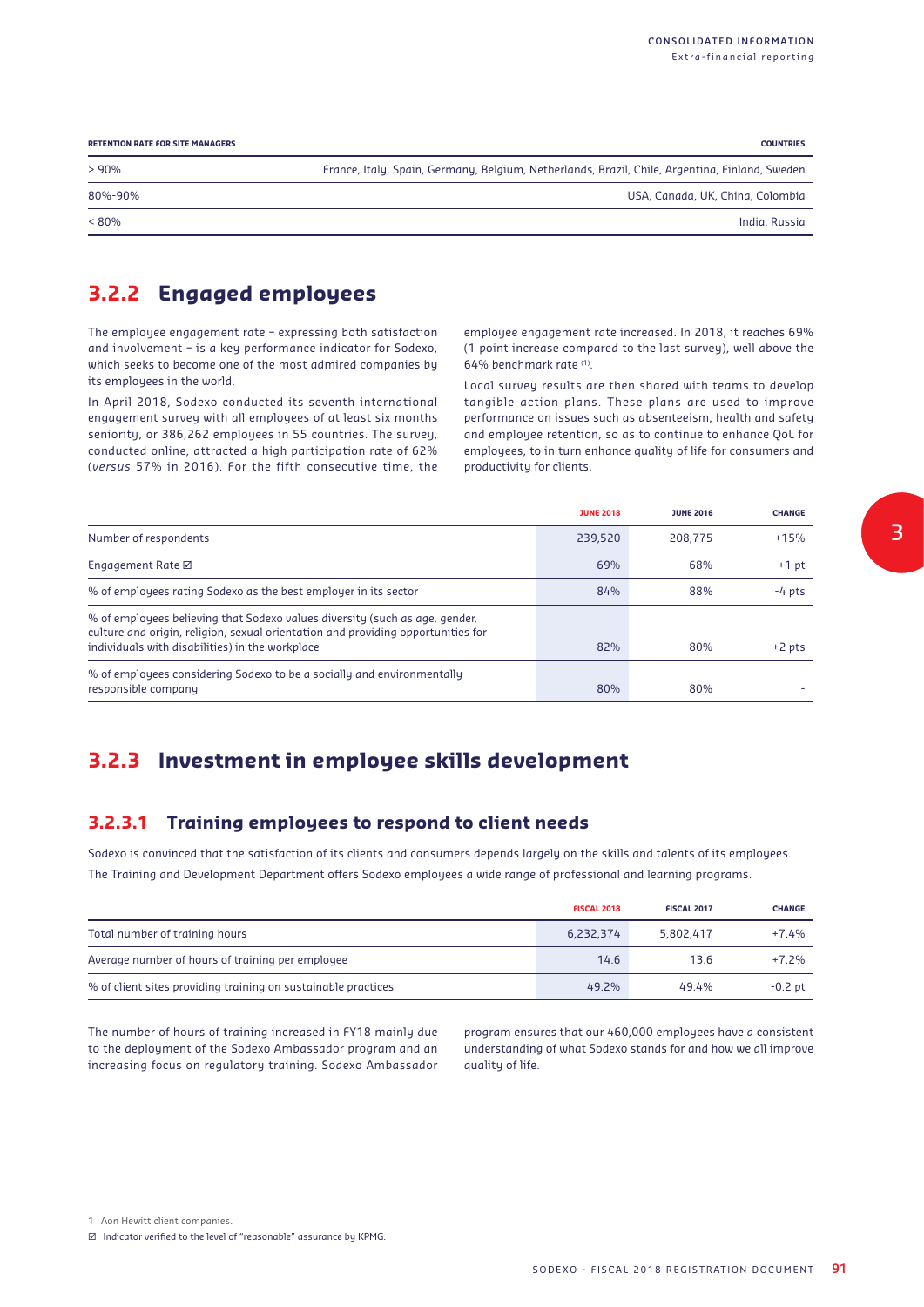| RETENTION RATE FOR SITE MANAGERS | COUNTRIES |
|---|---|
| > 90% | France, Italy, Spain, Germany, Belgium, Netherlands, Brazil, Chile, Argentina, Finland, Sweden |
| 80%-90% | USA, Canada, UK, China, Colombia |
| < 80% | India, Russia |

## 3.2.2 Engaged employees

The employee engagement rate – expressing both satisfaction and involvement – is a key performance indicator for Sodexo, which seeks to become one of the most admired companies by its employees in the world.

In April 2018, Sodexo conducted its seventh international engagement survey with all employees of at least six months seniority, or 386,262 employees in 55 countries. The survey, conducted online, attracted a high participation rate of 62% (*versus* 57% in 2016). For the fifth consecutive time, the employee engagement rate increased. In 2018, it reaches 69% (1 point increase compared to the last survey), well above the 64% benchmark rate [1].

Local survey results are then shared with teams to develop tangible action plans. These plans are used to improve performance on issues such as absenteeism, health and safety and employee retention, so as to continue to enhance QoL for employees, to in turn enhance quality of life for consumers and productivity for clients.

| | JUNE 2018 | JUNE 2016 | CHANGE |
|---|---|---|---|
| Number of respondents | 239,520 | 208,775 | +15% |
| Engagement Rate ☑ | 69% | 68% | +1 pt |
| % of employees rating Sodexo as the best employer in its sector | 84% | 88% | -4 pts |
| % of employees believing that Sodexo values diversity (such as age, gender, culture and origin, religion, sexual orientation and providing opportunities for individuals with disabilities) in the workplace | 82% | 80% | +2 pts |
| % of employees considering Sodexo to be a socially and environmentally responsible company | 80% | 80% | - |

## 3.2.3 Investment in employee skills development

### 3.2.3.1 Training employees to respond to client needs

Sodexo is convinced that the satisfaction of its clients and consumers depends largely on the skills and talents of its employees. The Training and Development Department offers Sodexo employees a wide range of professional and learning programs.

| | FISCAL 2018 | FISCAL 2017 | CHANGE |
|---|---|---|---|
| Total number of training hours | 6,232,374 | 5,802,417 | +7.4% |
| Average number of hours of training per employee | 14.6 | 13.6 | +7.2% |
| % of client sites providing training on sustainable practices | 49.2% | 49.4% | -0.2 pt |

The number of hours of training increased in FY18 mainly due to the deployment of the Sodexo Ambassador program and an increasing focus on regulatory training. Sodexo Ambassador program ensures that our 460,000 employees have a consistent understanding of what Sodexo stands for and how we all improve quality of life.

1 Aon Hewitt client companies.

☑ Indicator verified to the level of "reasonable" assurance by KPMG.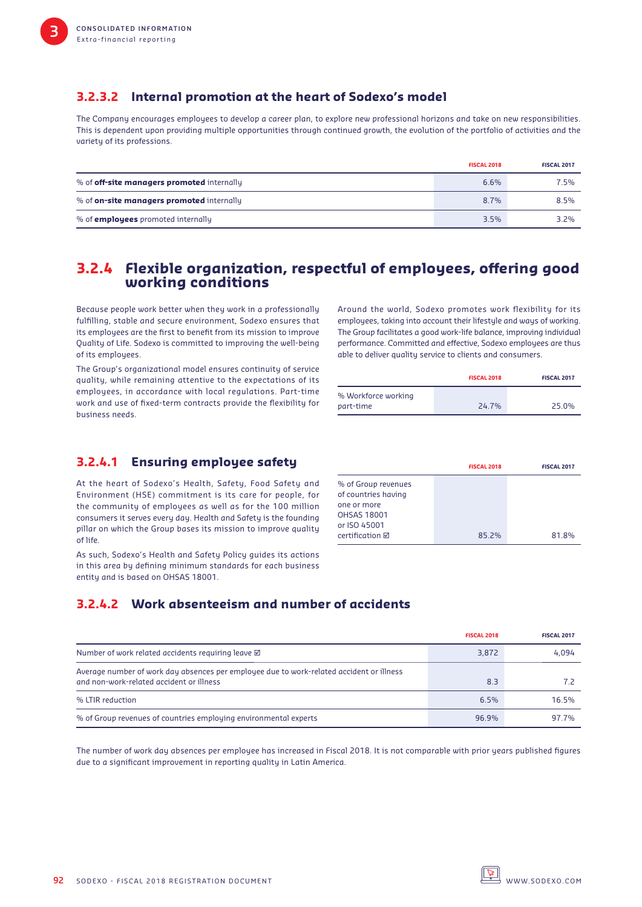### 3.2.3.2 Internal promotion at the heart of Sodexo's model

The Company encourages employees to develop a career plan, to explore new professional horizons and take on new responsibilities. This is dependent upon providing multiple opportunities through continued growth, the evolution of the portfolio of activities and the variety of its professions.

| | FISCAL 2018 | FISCAL 2017 |
|---|---|---|
| % of **off-site managers promoted** internally | 6.6% | 7.5% |
| % of **on-site managers promoted** internally | 8.7% | 8.5% |
| % of **employees** promoted internally | 3.5% | 3.2% |

## 3.2.4 Flexible organization, respectful of employees, offering good working conditions

Because people work better when they work in a professionally fulfilling, stable and secure environment, Sodexo ensures that its employees are the first to benefit from its mission to improve Quality of Life. Sodexo is committed to improving the well-being of its employees.

The Group's organizational model ensures continuity of service quality, while remaining attentive to the expectations of its employees, in accordance with local regulations. Part-time work and use of fixed-term contracts provide the flexibility for business needs.

Around the world, Sodexo promotes work flexibility for its employees, taking into account their lifestyle and ways of working. The Group facilitates a good work-life balance, improving individual performance. Committed and effective, Sodexo employees are thus able to deliver quality service to clients and consumers.

| | FISCAL 2018 | FISCAL 2017 |
|---|---|---|
| % Workforce working part-time | 24.7% | 25.0% |

### 3.2.4.1 Ensuring employee safety

At the heart of Sodexo's Health, Safety, Food Safety and Environment (HSE) commitment is its care for people, for the community of employees as well as for the 100 million consumers it serves every day. Health and Safety is the founding pillar on which the Group bases its mission to improve quality of life.

As such, Sodexo's Health and Safety Policy guides its actions in this area by defining minimum standards for each business entity and is based on OHSAS 18001.

| | FISCAL 2018 | FISCAL 2017 |
|---|---|---|
| % of Group revenues of countries having one or more OHSAS 18001 or ISO 45001 certification ☑ | 85.2% | 81.8% |

### 3.2.4.2 Work absenteeism and number of accidents

| | FISCAL 2018 | FISCAL 2017 |
|---|---|---|
| Number of work related accidents requiring leave ☑ | 3,872 | 4,094 |
| Average number of work day absences per employee due to work-related accident or illness and non-work-related accident or illness | 8.3 | 7.2 |
| % LTIR reduction | 6.5% | 16.5% |
| % of Group revenues of countries employing environmental experts | 96.9% | 97.7% |

The number of work day absences per employee has increased in Fiscal 2018. It is not comparable with prior years published figures due to a significant improvement in reporting quality in Latin America.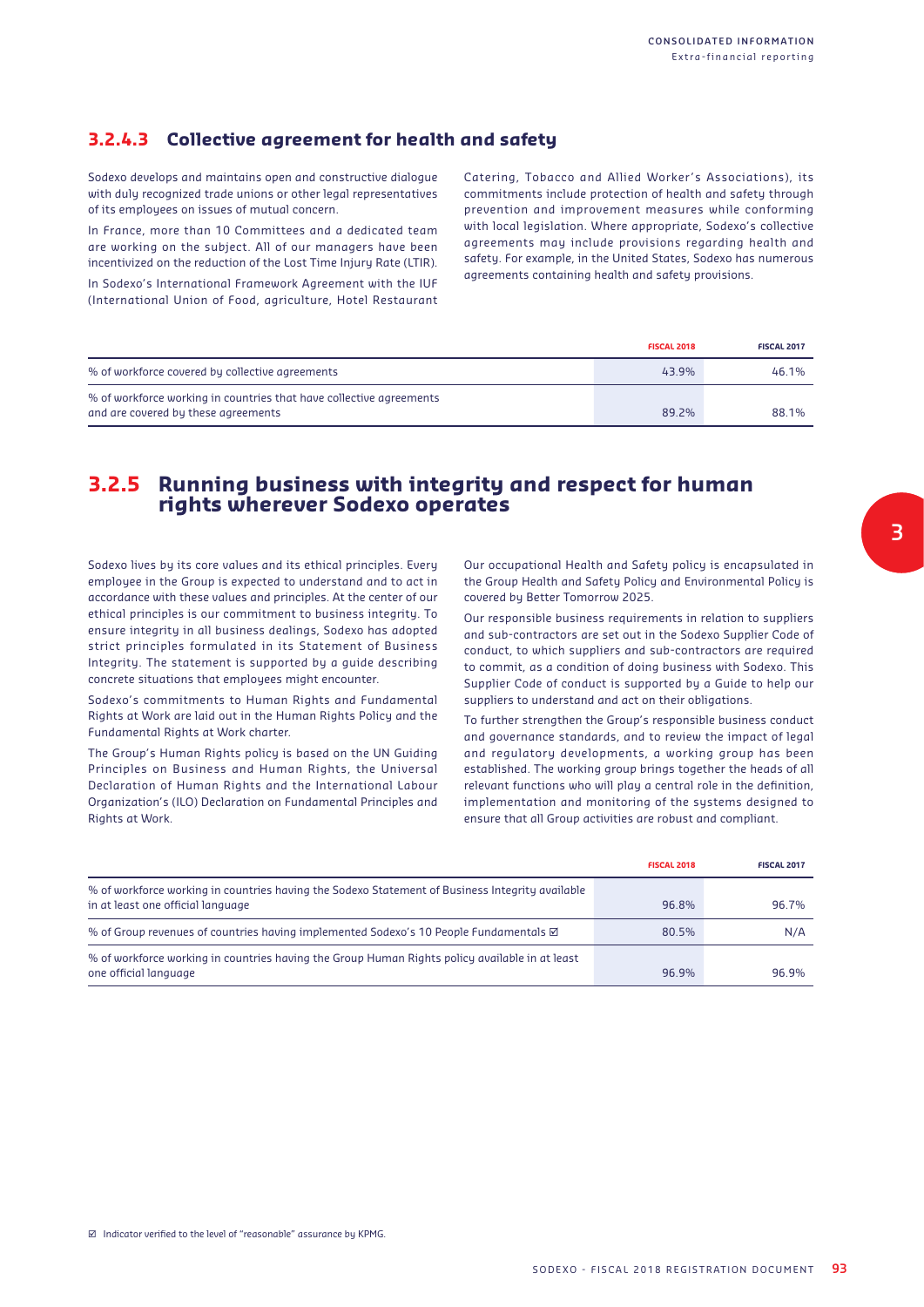### 3.2.4.3 Collective agreement for health and safety

Sodexo develops and maintains open and constructive dialogue with duly recognized trade unions or other legal representatives of its employees on issues of mutual concern.

In France, more than 10 Committees and a dedicated team are working on the subject. All of our managers have been incentivized on the reduction of the Lost Time Injury Rate (LTIR).

In Sodexo's International Framework Agreement with the IUF (International Union of Food, agriculture, Hotel Restaurant Catering, Tobacco and Allied Worker's Associations), its commitments include protection of health and safety through prevention and improvement measures while conforming with local legislation. Where appropriate, Sodexo's collective agreements may include provisions regarding health and safety. For example, in the United States, Sodexo has numerous agreements containing health and safety provisions.

| | FISCAL 2018 | FISCAL 2017 |
|---|---|---|
| % of workforce covered by collective agreements | 43.9% | 46.1% |
| % of workforce working in countries that have collective agreements and are covered by these agreements | 89.2% | 88.1% |

## 3.2.5 Running business with integrity and respect for human rights wherever Sodexo operates

Sodexo lives by its core values and its ethical principles. Every employee in the Group is expected to understand and to act in accordance with these values and principles. At the center of our ethical principles is our commitment to business integrity. To ensure integrity in all business dealings, Sodexo has adopted strict principles formulated in its Statement of Business Integrity. The statement is supported by a guide describing concrete situations that employees might encounter.

Sodexo's commitments to Human Rights and Fundamental Rights at Work are laid out in the Human Rights Policy and the Fundamental Rights at Work charter.

The Group's Human Rights policy is based on the UN Guiding Principles on Business and Human Rights, the Universal Declaration of Human Rights and the International Labour Organization's (ILO) Declaration on Fundamental Principles and Rights at Work.

Our occupational Health and Safety policy is encapsulated in the Group Health and Safety Policy and Environmental Policy is covered by Better Tomorrow 2025.

Our responsible business requirements in relation to suppliers and sub-contractors are set out in the Sodexo Supplier Code of conduct, to which suppliers and sub-contractors are required to commit, as a condition of doing business with Sodexo. This Supplier Code of conduct is supported by a Guide to help our suppliers to understand and act on their obligations.

To further strengthen the Group's responsible business conduct and governance standards, and to review the impact of legal and regulatory developments, a working group has been established. The working group brings together the heads of all relevant functions who will play a central role in the definition, implementation and monitoring of the systems designed to ensure that all Group activities are robust and compliant.

| | FISCAL 2018 | FISCAL 2017 |
|---|---|---|
| % of workforce working in countries having the Sodexo Statement of Business Integrity available in at least one official language | 96.8% | 96.7% |
| % of Group revenues of countries having implemented Sodexo's 10 People Fundamentals ☑ | 80.5% | N/A |
| % of workforce working in countries having the Group Human Rights policy available in at least one official language | 96.9% | 96.9% |

☑ Indicator verified to the level of "reasonable" assurance by KPMG.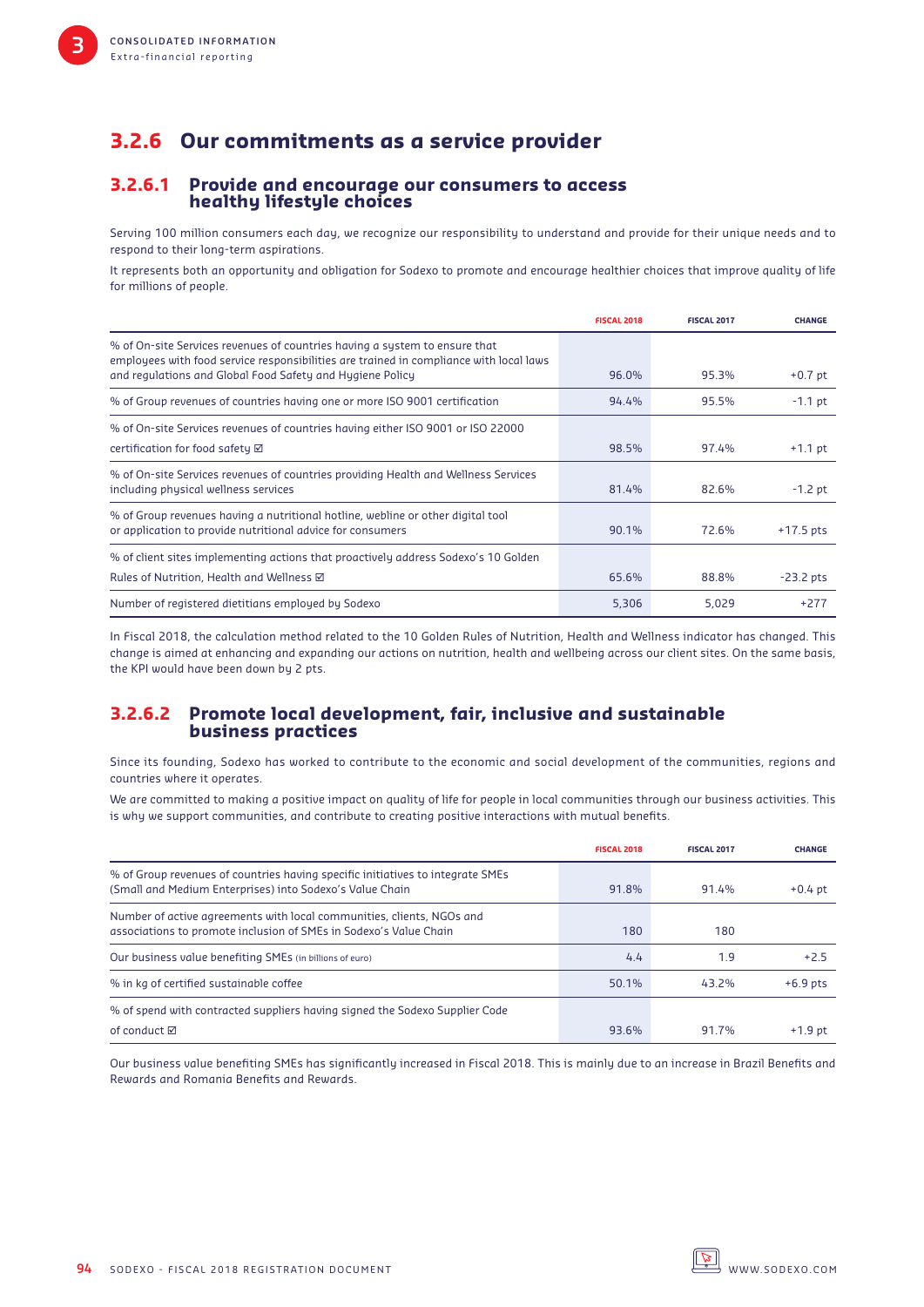## 3.2.6 Our commitments as a service provider

### 3.2.6.1 Provide and encourage our consumers to access healthy lifestyle choices

Serving 100 million consumers each day, we recognize our responsibility to understand and provide for their unique needs and to respond to their long-term aspirations.

It represents both an opportunity and obligation for Sodexo to promote and encourage healthier choices that improve quality of life for millions of people.

| | FISCAL 2018 | FISCAL 2017 | CHANGE |
|---|---|---|---|
| % of On-site Services revenues of countries having a system to ensure that employees with food service responsibilities are trained in compliance with local laws and regulations and Global Food Safety and Hygiene Policy | 96.0% | 95.3% | +0.7 pt |
| % of Group revenues of countries having one or more ISO 9001 certification | 94.4% | 95.5% | -1.1 pt |
| % of On-site Services revenues of countries having either ISO 9001 or ISO 22000 certification for food safety ☑ | 98.5% | 97.4% | +1.1 pt |
| % of On-site Services revenues of countries providing Health and Wellness Services including physical wellness services | 81.4% | 82.6% | -1.2 pt |
| % of Group revenues having a nutritional hotline, webline or other digital tool or application to provide nutritional advice for consumers | 90.1% | 72.6% | +17.5 pts |
| % of client sites implementing actions that proactively address Sodexo's 10 Golden Rules of Nutrition, Health and Wellness ☑ | 65.6% | 88.8% | -23.2 pts |
| Number of registered dietitians employed by Sodexo | 5,306 | 5,029 | +277 |

In Fiscal 2018, the calculation method related to the 10 Golden Rules of Nutrition, Health and Wellness indicator has changed. This change is aimed at enhancing and expanding our actions on nutrition, health and wellbeing across our client sites. On the same basis, the KPI would have been down by 2 pts.

### 3.2.6.2 Promote local development, fair, inclusive and sustainable business practices

Since its founding, Sodexo has worked to contribute to the economic and social development of the communities, regions and countries where it operates.

We are committed to making a positive impact on quality of life for people in local communities through our business activities. This is why we support communities, and contribute to creating positive interactions with mutual benefits.

| | FISCAL 2018 | FISCAL 2017 | CHANGE |
|---|---|---|---|
| % of Group revenues of countries having specific initiatives to integrate SMEs (Small and Medium Enterprises) into Sodexo's Value Chain | 91.8% | 91.4% | +0.4 pt |
| Number of active agreements with local communities, clients, NGOs and associations to promote inclusion of SMEs in Sodexo's Value Chain | 180 | 180 | |
| Our business value benefiting SMEs (in billions of euro) | 4.4 | 1.9 | +2.5 |
| % in kg of certified sustainable coffee | 50.1% | 43.2% | +6.9 pts |
| % of spend with contracted suppliers having signed the Sodexo Supplier Code of conduct ☑ | 93.6% | 91.7% | +1.9 pt |

Our business value benefiting SMEs has significantly increased in Fiscal 2018. This is mainly due to an increase in Brazil Benefits and Rewards and Romania Benefits and Rewards.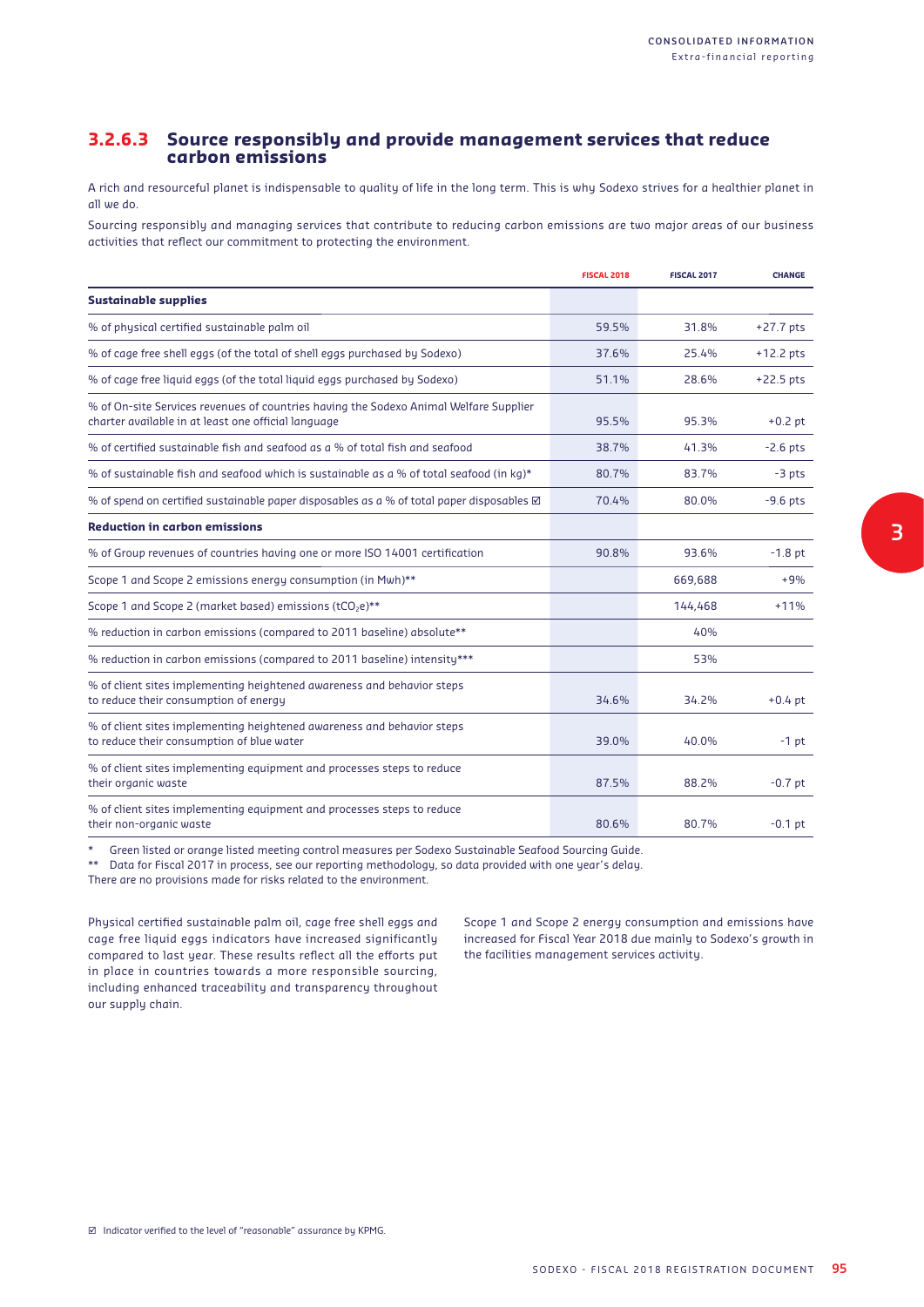### 3.2.6.3 Source responsibly and provide management services that reduce carbon emissions

A rich and resourceful planet is indispensable to quality of life in the long term. This is why Sodexo strives for a healthier planet in all we do.

Sourcing responsibly and managing services that contribute to reducing carbon emissions are two major areas of our business activities that reflect our commitment to protecting the environment.

| | FISCAL 2018 | FISCAL 2017 | CHANGE |
|---|---|---|---|
| **Sustainable supplies** | | | |
| % of physical certified sustainable palm oil | 59.5% | 31.8% | +27.7 pts |
| % of cage free shell eggs (of the total of shell eggs purchased by Sodexo) | 37.6% | 25.4% | +12.2 pts |
| % of cage free liquid eggs (of the total liquid eggs purchased by Sodexo) | 51.1% | 28.6% | +22.5 pts |
| % of On-site Services revenues of countries having the Sodexo Animal Welfare Supplier charter available in at least one official language | 95.5% | 95.3% | +0.2 pt |
| % of certified sustainable fish and seafood as a % of total fish and seafood | 38.7% | 41.3% | -2.6 pts |
| % of sustainable fish and seafood which is sustainable as a % of total seafood (in kg)* | 80.7% | 83.7% | -3 pts |
| % of spend on certified sustainable paper disposables as a % of total paper disposables ☑ | 70.4% | 80.0% | -9.6 pts |
| **Reduction in carbon emissions** | | | |
| % of Group revenues of countries having one or more ISO 14001 certification | 90.8% | 93.6% | -1.8 pt |
| Scope 1 and Scope 2 emissions energy consumption (in Mwh)** | | 669,688 | +9% |
| Scope 1 and Scope 2 (market based) emissions ($tCO_2e$)** | | 144,468 | +11% |
| % reduction in carbon emissions (compared to 2011 baseline) absolute** | | 40% | |
| % reduction in carbon emissions (compared to 2011 baseline) intensity*** | | 53% | |
| % of client sites implementing heightened awareness and behavior steps to reduce their consumption of energy | 34.6% | 34.2% | +0.4 pt |
| % of client sites implementing heightened awareness and behavior steps to reduce their consumption of blue water | 39.0% | 40.0% | -1 pt |
| % of client sites implementing equipment and processes steps to reduce their organic waste | 87.5% | 88.2% | -0.7 pt |
| % of client sites implementing equipment and processes steps to reduce their non-organic waste | 80.6% | 80.7% | -0.1 pt |

\* Green listed or orange listed meeting control measures per Sodexo Sustainable Seafood Sourcing Guide.

\*\* Data for Fiscal 2017 in process, see our reporting methodology, so data provided with one year's delay.

There are no provisions made for risks related to the environment.

Physical certified sustainable palm oil, cage free shell eggs and cage free liquid eggs indicators have increased significantly compared to last year. These results reflect all the efforts put in place in countries towards a more responsible sourcing, including enhanced traceability and transparency throughout our supply chain.

Scope 1 and Scope 2 energy consumption and emissions have increased for Fiscal Year 2018 due mainly to Sodexo's growth in the facilities management services activity.

☑ Indicator verified to the level of "reasonable" assurance by KPMG.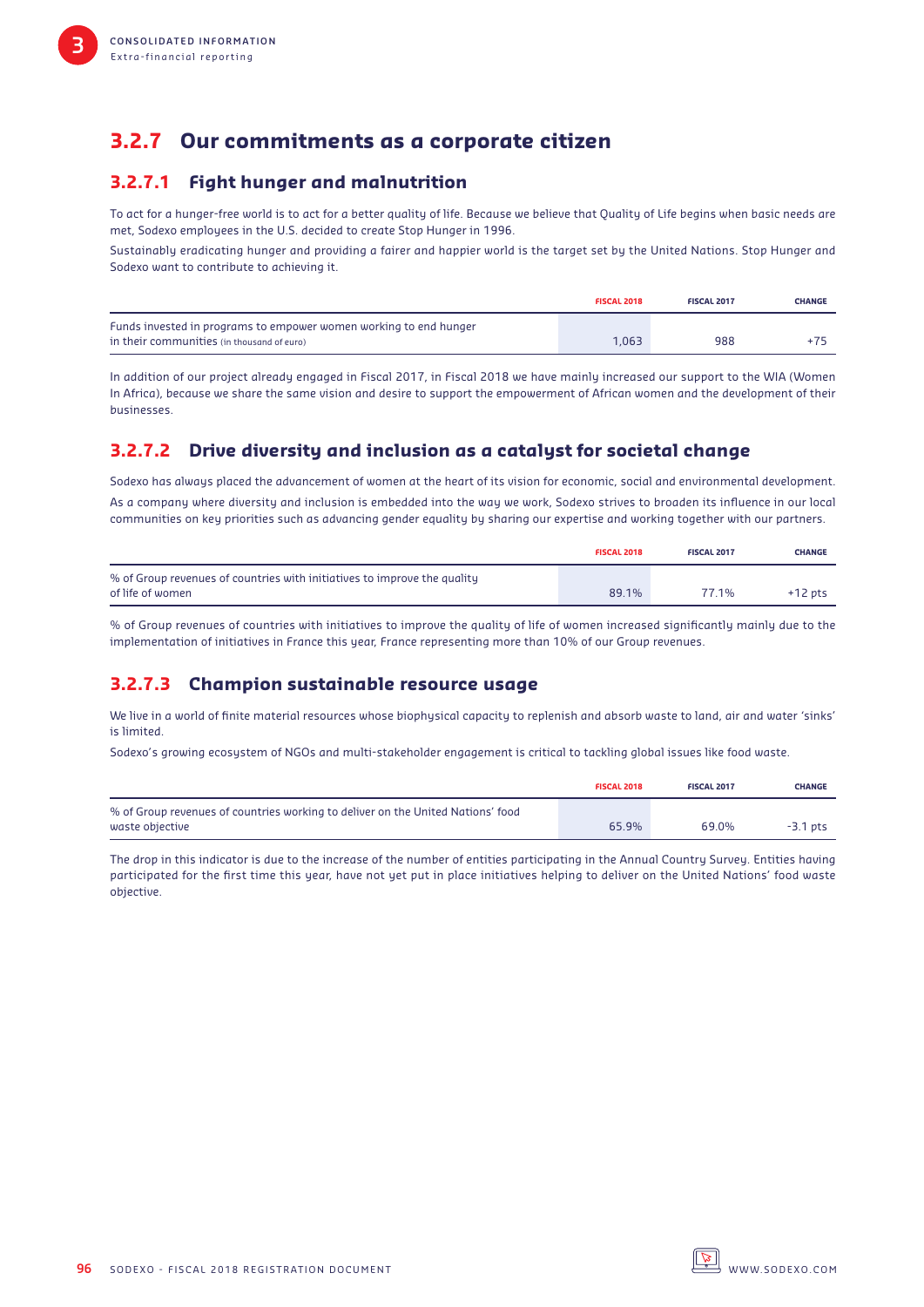## 3.2.7 Our commitments as a corporate citizen

### 3.2.7.1 Fight hunger and malnutrition

To act for a hunger-free world is to act for a better quality of life. Because we believe that Quality of Life begins when basic needs are met, Sodexo employees in the U.S. decided to create Stop Hunger in 1996.

Sustainably eradicating hunger and providing a fairer and happier world is the target set by the United Nations. Stop Hunger and Sodexo want to contribute to achieving it.

| | FISCAL 2018 | FISCAL 2017 | CHANGE |
|---|---|---|---|
| Funds invested in programs to empower women working to end hunger in their communities (in thousand of euro) | 1,063 | 988 | +75 |

In addition of our project already engaged in Fiscal 2017, in Fiscal 2018 we have mainly increased our support to the WIA (Women In Africa), because we share the same vision and desire to support the empowerment of African women and the development of their businesses.

### 3.2.7.2 Drive diversity and inclusion as a catalyst for societal change

Sodexo has always placed the advancement of women at the heart of its vision for economic, social and environmental development.

As a company where diversity and inclusion is embedded into the way we work, Sodexo strives to broaden its influence in our local communities on key priorities such as advancing gender equality by sharing our expertise and working together with our partners.

| | FISCAL 2018 | FISCAL 2017 | CHANGE |
|---|---|---|---|
| % of Group revenues of countries with initiatives to improve the quality of life of women | 89.1% | 77.1% | +12 pts |

% of Group revenues of countries with initiatives to improve the quality of life of women increased significantly mainly due to the implementation of initiatives in France this year, France representing more than 10% of our Group revenues.

### 3.2.7.3 Champion sustainable resource usage

We live in a world of finite material resources whose biophysical capacity to replenish and absorb waste to land, air and water 'sinks' is limited.

Sodexo's growing ecosystem of NGOs and multi-stakeholder engagement is critical to tackling global issues like food waste.

| | FISCAL 2018 | FISCAL 2017 | CHANGE |
|---|---|---|---|
| % of Group revenues of countries working to deliver on the United Nations' food waste objective | 65.9% | 69.0% | -3.1 pts |

The drop in this indicator is due to the increase of the number of entities participating in the Annual Country Survey. Entities having participated for the first time this year, have not yet put in place initiatives helping to deliver on the United Nations' food waste objective.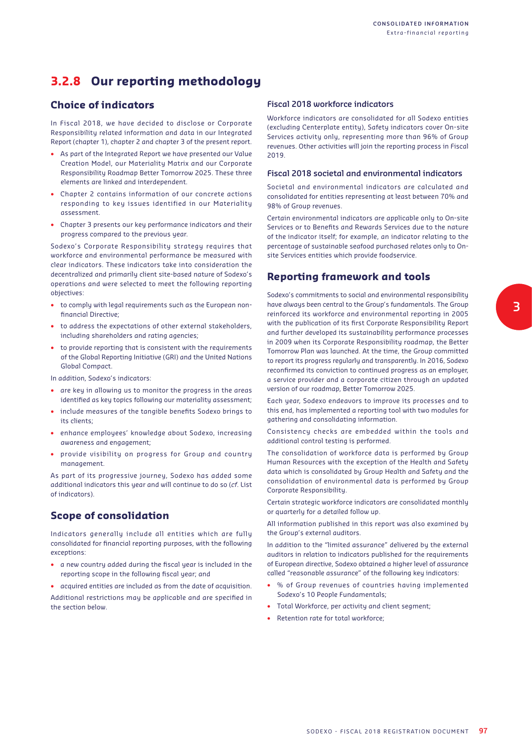## 3.2.8 Our reporting methodology

### Choice of indicators

In Fiscal 2018, we have decided to disclose or Corporate Responsibility related information and data in our Integrated Report (chapter 1), chapter 2 and chapter 3 of the present report.

- As part of the Integrated Report we have presented our Value Creation Model, our Materiality Matrix and our Corporate Responsibility Roadmap Better Tomorrow 2025. These three elements are linked and interdependent.
- Chapter 2 contains information of our concrete actions responding to key issues identified in our Materiality assessment.
- Chapter 3 presents our key performance indicators and their progress compared to the previous year.

Sodexo's Corporate Responsibility strategy requires that workforce and environmental performance be measured with clear indicators. These indicators take into consideration the decentralized and primarily client site-based nature of Sodexo's operations and were selected to meet the following reporting objectives:

- to comply with legal requirements such as the European non-financial Directive;
- to address the expectations of other external stakeholders, including shareholders and rating agencies;
- to provide reporting that is consistent with the requirements of the Global Reporting Initiative (GRI) and the United Nations Global Compact.

In addition, Sodexo's indicators:

- are key in allowing us to monitor the progress in the areas identified as key topics following our materiality assessment;
- include measures of the tangible benefits Sodexo brings to its clients;
- enhance employees' knowledge about Sodexo, increasing awareness and engagement;
- provide visibility on progress for Group and country management.

As part of its progressive journey, Sodexo has added some additional indicators this year and will continue to do so (*cf*. List of indicators).

### Scope of consolidation

Indicators generally include all entities which are fully consolidated for financial reporting purposes, with the following exceptions:

- a new country added during the fiscal year is included in the reporting scope in the following fiscal year; and
- acquired entities are included as from the date of acquisition.

Additional restrictions may be applicable and are specified in the section below.

#### Fiscal 2018 workforce indicators

Workforce indicators are consolidated for all Sodexo entities (excluding Centerplate entity), Safety indicators cover On-site Services activity only, representing more than 96% of Group revenues. Other activities will join the reporting process in Fiscal 2019.

#### Fiscal 2018 societal and environmental indicators

Societal and environmental indicators are calculated and consolidated for entities representing at least between 70% and 98% of Group revenues.

Certain environmental indicators are applicable only to On-site Services or to Benefits and Rewards Services due to the nature of the indicator itself; for example, an indicator relating to the percentage of sustainable seafood purchased relates only to On-site Services entities which provide foodservice.

### Reporting framework and tools

Sodexo's commitments to social and environmental responsibility have always been central to the Group's fundamentals. The Group reinforced its workforce and environmental reporting in 2005 with the publication of its first Corporate Responsibility Report and further developed its sustainability performance processes in 2009 when its Corporate Responsibility roadmap, the Better Tomorrow Plan was launched. At the time, the Group committed to report its progress regularly and transparently. In 2016, Sodexo reconfirmed its conviction to continued progress as an employer, a service provider and a corporate citizen through an updated version of our roadmap, Better Tomorrow 2025.

Each year, Sodexo endeavors to improve its processes and to this end, has implemented a reporting tool with two modules for gathering and consolidating information.

Consistency checks are embedded within the tools and additional control testing is performed.

The consolidation of workforce data is performed by Group Human Resources with the exception of the Health and Safety data which is consolidated by Group Health and Safety and the consolidation of environmental data is performed by Group Corporate Responsibility.

Certain strategic workforce indicators are consolidated monthly or quarterly for a detailed follow up.

All information published in this report was also examined by the Group's external auditors.

In addition to the "limited assurance" delivered by the external auditors in relation to indicators published for the requirements of European directive, Sodexo obtained a higher level of assurance called "reasonable assurance" of the following key indicators:

- % of Group revenues of countries having implemented Sodexo's 10 People Fundamentals;
- Total Workforce, per activity and client segment;
- Retention rate for total workforce;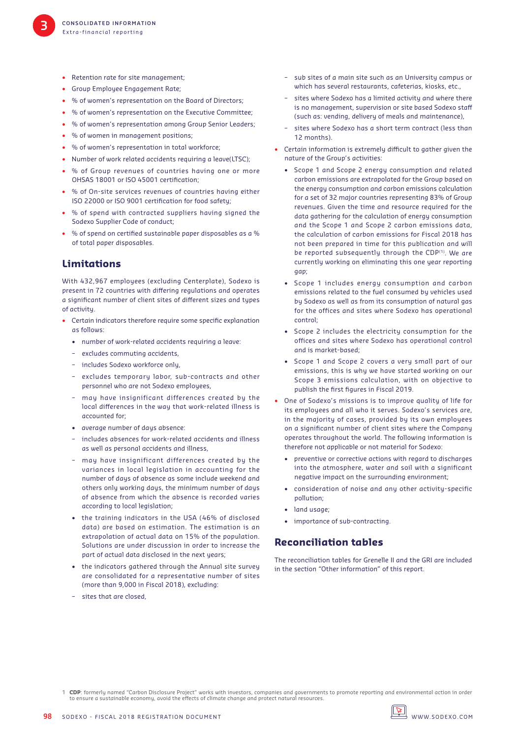- Retention rate for site management;
- Group Employee Engagement Rate;
- % of women's representation on the Board of Directors;
- % of women's representation on the Executive Committee;
- % of women's representation among Group Senior Leaders;
- % of women in management positions;
- % of women's representation in total workforce;
- Number of work related accidents requiring a leave(LTSC);
- % of Group revenues of countries having one or more OHSAS 18001 or ISO 45001 certification;
- % of On-site services revenues of countries having either ISO 22000 or ISO 9001 certification for food safety;
- % of spend with contracted suppliers having signed the Sodexo Supplier Code of conduct;
- % of spend on certified sustainable paper disposables as a % of total paper disposables.

## Limitations

With 432,967 employees (excluding Centerplate), Sodexo is present in 72 countries with differing regulations and operates a significant number of client sites of different sizes and types of activity.

- Certain indicators therefore require some specific explanation as follows:
  - number of work-related accidents requiring a leave:
    - excludes commuting accidents,
    - includes Sodexo workforce only,
    - excludes temporary labor, sub-contracts and other personnel who are not Sodexo employees,
    - may have insignificant differences created by the local differences in the way that work-related illness is accounted for;
  - average number of days absence:
    - includes absences for work-related accidents and illness as well as personal accidents and illness,
    - may have insignificant differences created by the variances in local legislation in accounting for the number of days of absence as some include weekend and others only working days, the minimum number of days of absence from which the absence is recorded varies according to local legislation;
  - the training indicators in the USA (46% of disclosed data) are based on estimation. The estimation is an extrapolation of actual data on 15% of the population. Solutions are under discussion in order to increase the part of actual data disclosed in the next years;
  - the indicators gathered through the Annual site survey are consolidated for a representative number of sites (more than 9,000 in Fiscal 2018), excluding:
    - sites that are closed,
    - sub sites of a main site such as an University campus or which has several restaurants, cafeterias, kiosks, etc.,
    - sites where Sodexo has a limited activity and where there is no management, supervision or site based Sodexo staff (such as: vending, delivery of meals and maintenance),
    - sites where Sodexo has a short term contract (less than 12 months).
- Certain information is extremely difficult to gather given the nature of the Group's activities:
  - Scope 1 and Scope 2 energy consumption and related carbon emissions are extrapolated for the Group based on the energy consumption and carbon emissions calculation for a set of 32 major countries representing 83% of Group revenues. Given the time and resource required for the data gathering for the calculation of energy consumption and the Scope 1 and Scope 2 carbon emissions data, the calculation of carbon emissions for Fiscal 2018 has not been prepared in time for this publication and will be reported subsequently through the CDP[1]. We are currently working on eliminating this one year reporting gap;
  - Scope 1 includes energy consumption and carbon emissions related to the fuel consumed by vehicles used by Sodexo as well as from its consumption of natural gas for the offices and sites where Sodexo has operational control;
  - Scope 2 includes the electricity consumption for the offices and sites where Sodexo has operational control and is market-based;
  - Scope 1 and Scope 2 covers a very small part of our emissions, this is why we have started working on our Scope 3 emissions calculation, with on objective to publish the first figures in Fiscal 2019.
- One of Sodexo's missions is to improve quality of life for its employees and all who it serves. Sodexo's services are, in the majority of cases, provided by its own employees on a significant number of client sites where the Company operates throughout the world. The following information is therefore not applicable or not material for Sodexo:
  - preventive or corrective actions with regard to discharges into the atmosphere, water and soil with a significant negative impact on the surrounding environment;
  - consideration of noise and any other activity-specific pollution;
  - land usage;
  - importance of sub-contracting.

## Reconciliation tables

The reconciliation tables for Grenelle II and the GRI are included in the section "Other information" of this report.

1 **CDP**: formerly named "Carbon Disclosure Project" works with investors, companies and governments to promote reporting and environmental action in order to ensure a sustainable economy, avoid the effects of climate change and protect natural resources.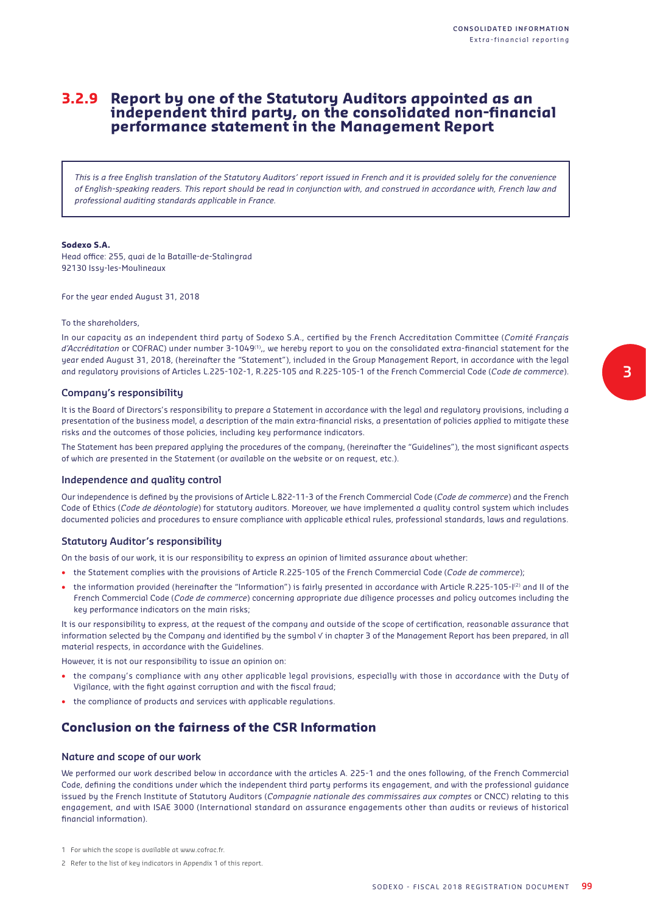## 3.2.9 Report by one of the Statutory Auditors appointed as an independent third party, on the consolidated non-financial performance statement in the Management Report

*This is a free English translation of the Statutory Auditors' report issued in French and it is provided solely for the convenience of English-speaking readers. This report should be read in conjunction with, and construed in accordance with, French law and professional auditing standards applicable in France.*

**Sodexo S.A.**
Head office: 255, quai de la Bataille-de-Stalingrad
92130 Issy-les-Moulineaux

For the year ended August 31, 2018

To the shareholders,

In our capacity as an independent third party of Sodexo S.A., certified by the French Accreditation Committee (*Comité Français d'Accréditation* or COFRAC) under number 3-1049[1],, we hereby report to you on the consolidated extra-financial statement for the year ended August 31, 2018, (hereinafter the "Statement"), included in the Group Management Report, in accordance with the legal and regulatory provisions of Articles L.225-102-1, R.225-105 and R.225-105-1 of the French Commercial Code (*Code de commerce*).

### Company's responsibility

It is the Board of Directors's responsibility to prepare a Statement in accordance with the legal and regulatory provisions, including a presentation of the business model, a description of the main extra-financial risks, a presentation of policies applied to mitigate these risks and the outcomes of those policies, including key performance indicators.

The Statement has been prepared applying the procedures of the company, (hereinafter the "Guidelines"), the most significant aspects of which are presented in the Statement (or available on the website or on request, etc.).

### Independence and quality control

Our independence is defined by the provisions of Article L.822-11-3 of the French Commercial Code (*Code de commerce*) and the French Code of Ethics (*Code de déontologie*) for statutory auditors. Moreover, we have implemented a quality control system which includes documented policies and procedures to ensure compliance with applicable ethical rules, professional standards, laws and regulations.

### Statutory Auditor's responsibility

On the basis of our work, it is our responsibility to express an opinion of limited assurance about whether:

- the Statement complies with the provisions of Article R.225-105 of the French Commercial Code (*Code de commerce*);
- the information provided (hereinafter the "Information") is fairly presented in accordance with Article R.225-105-I[2] and II of the French Commercial Code (*Code de commerce*) concerning appropriate due diligence processes and policy outcomes including the key performance indicators on the main risks;

It is our responsibility to express, at the request of the company and outside of the scope of certification, reasonable assurance that information selected by the Company and identified by the symbol √ in chapter 3 of the Management Report has been prepared, in all material respects, in accordance with the Guidelines.

However, it is not our responsibility to issue an opinion on:

- the company's compliance with any other applicable legal provisions, especially with those in accordance with the Duty of Vigilance, with the fight against corruption and with the fiscal fraud;
- the compliance of products and services with applicable regulations.

## Conclusion on the fairness of the CSR Information

### Nature and scope of our work

We performed our work described below in accordance with the articles A. 225-1 and the ones following, of the French Commercial Code, defining the conditions under which the independent third party performs its engagement, and with the professional guidance issued by the French Institute of Statutory Auditors (*Compagnie nationale des commissaires aux comptes* or CNCC) relating to this engagement, and with ISAE 3000 (International standard on assurance engagements other than audits or reviews of historical financial information).

1 For which the scope is available at www.cofrac.fr.

2 Refer to the list of key indicators in Appendix 1 of this report.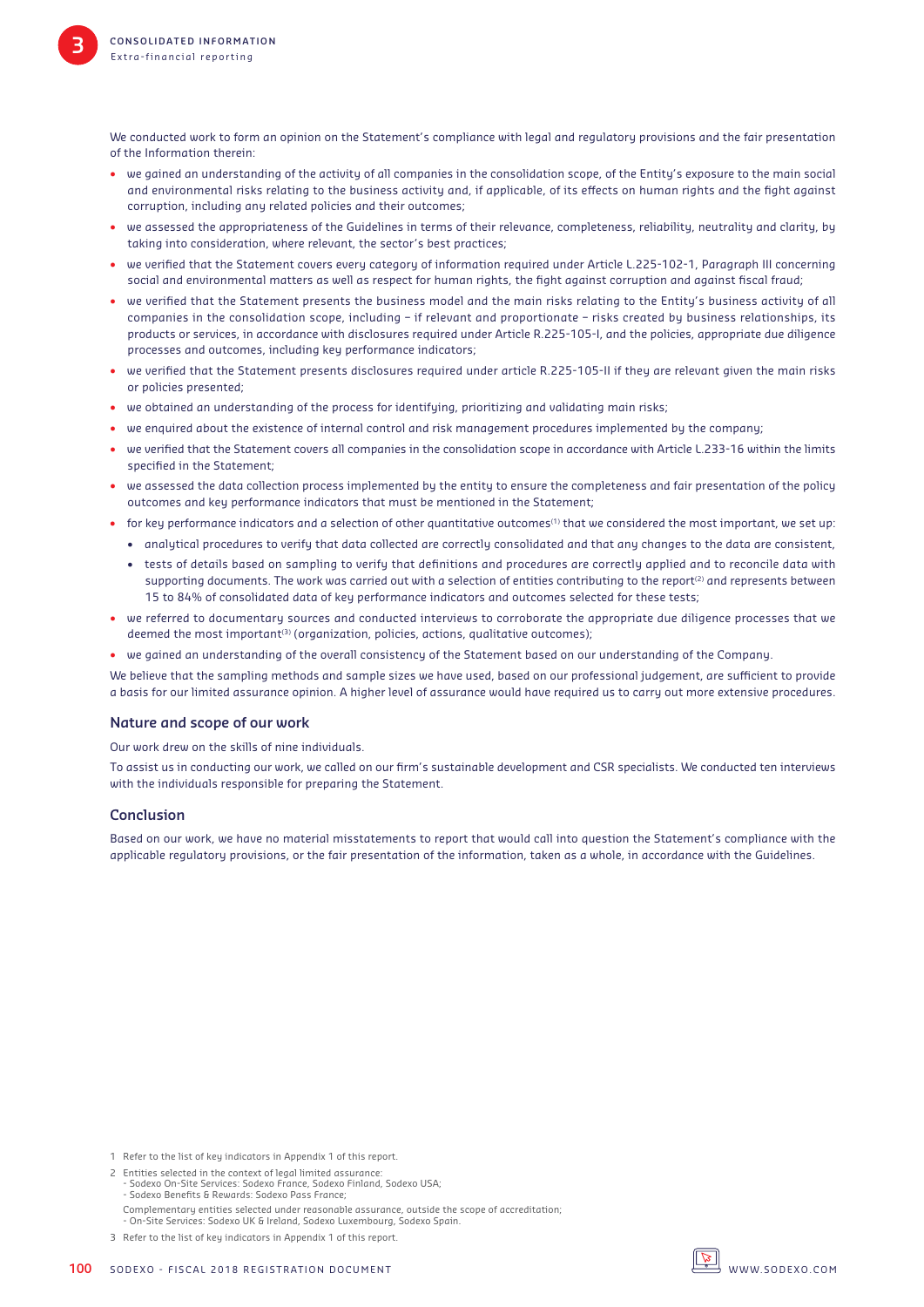We conducted work to form an opinion on the Statement's compliance with legal and regulatory provisions and the fair presentation of the Information therein:

- we gained an understanding of the activity of all companies in the consolidation scope, of the Entity's exposure to the main social and environmental risks relating to the business activity and, if applicable, of its effects on human rights and the fight against corruption, including any related policies and their outcomes;
- we assessed the appropriateness of the Guidelines in terms of their relevance, completeness, reliability, neutrality and clarity, by taking into consideration, where relevant, the sector's best practices;
- we verified that the Statement covers every category of information required under Article L.225-102-1, Paragraph III concerning social and environmental matters as well as respect for human rights, the fight against corruption and against fiscal fraud;
- we verified that the Statement presents the business model and the main risks relating to the Entity's business activity of all companies in the consolidation scope, including – if relevant and proportionate – risks created by business relationships, its products or services, in accordance with disclosures required under Article R.225-105-I, and the policies, appropriate due diligence processes and outcomes, including key performance indicators;
- we verified that the Statement presents disclosures required under article R.225-105-II if they are relevant given the main risks or policies presented;
- we obtained an understanding of the process for identifying, prioritizing and validating main risks;
- we enquired about the existence of internal control and risk management procedures implemented by the company;
- we verified that the Statement covers all companies in the consolidation scope in accordance with Article L.233-16 within the limits specified in the Statement;
- we assessed the data collection process implemented by the entity to ensure the completeness and fair presentation of the policy outcomes and key performance indicators that must be mentioned in the Statement;
- for key performance indicators and a selection of other quantitative outcomes[1] that we considered the most important, we set up:
  - analytical procedures to verify that data collected are correctly consolidated and that any changes to the data are consistent,
  - tests of details based on sampling to verify that definitions and procedures are correctly applied and to reconcile data with supporting documents. The work was carried out with a selection of entities contributing to the report[2] and represents between 15 to 84% of consolidated data of key performance indicators and outcomes selected for these tests;
- we referred to documentary sources and conducted interviews to corroborate the appropriate due diligence processes that we deemed the most important[3] (organization, policies, actions, qualitative outcomes);
- we gained an understanding of the overall consistency of the Statement based on our understanding of the Company.

We believe that the sampling methods and sample sizes we have used, based on our professional judgement, are sufficient to provide a basis for our limited assurance opinion. A higher level of assurance would have required us to carry out more extensive procedures.

### Nature and scope of our work

Our work drew on the skills of nine individuals.

To assist us in conducting our work, we called on our firm's sustainable development and CSR specialists. We conducted ten interviews with the individuals responsible for preparing the Statement.

### Conclusion

Based on our work, we have no material misstatements to report that would call into question the Statement's compliance with the applicable regulatory provisions, or the fair presentation of the information, taken as a whole, in accordance with the Guidelines.

1 Refer to the list of key indicators in Appendix 1 of this report.

2 Entities selected in the context of legal limited assurance:
- Sodexo On-Site Services: Sodexo France, Sodexo Finland, Sodexo USA;
- Sodexo Benefits & Rewards: Sodexo Pass France;

Complementary entities selected under reasonable assurance, outside the scope of accreditation;
- On-Site Services: Sodexo UK & Ireland, Sodexo Luxembourg, Sodexo Spain.

3 Refer to the list of key indicators in Appendix 1 of this report.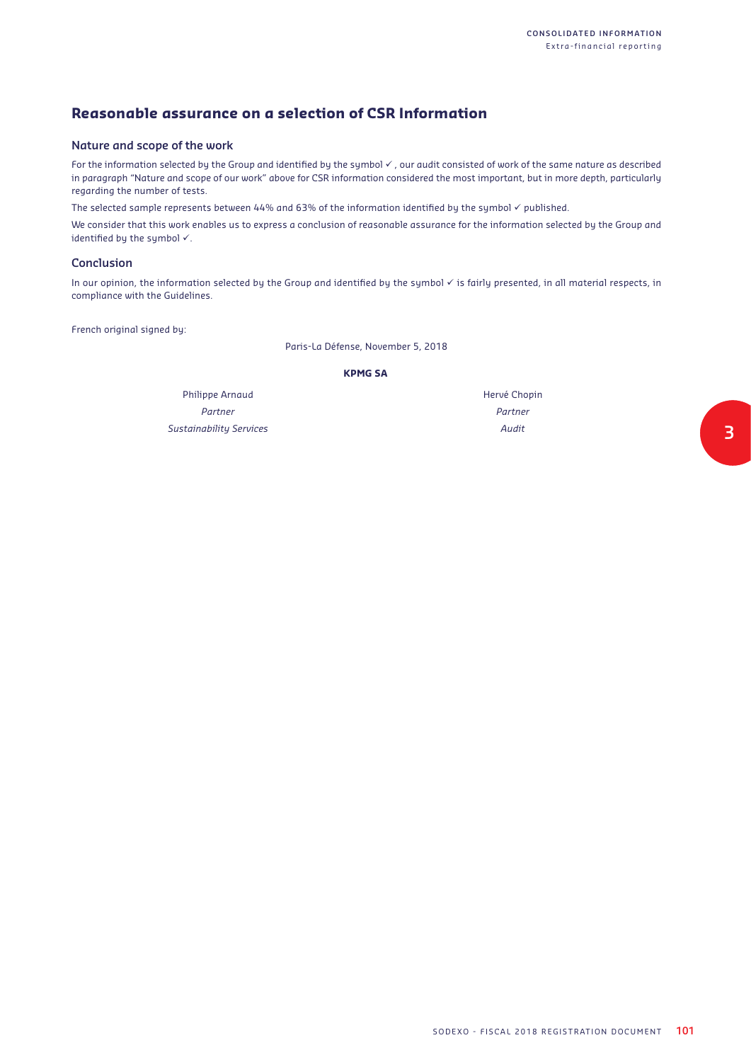## Reasonable assurance on a selection of CSR Information

### Nature and scope of the work

For the information selected by the Group and identified by the symbol ✓, our audit consisted of work of the same nature as described in paragraph "Nature and scope of our work" above for CSR information considered the most important, but in more depth, particularly regarding the number of tests.

The selected sample represents between 44% and 63% of the information identified by the symbol ✓ published.

We consider that this work enables us to express a conclusion of reasonable assurance for the information selected by the Group and identified by the symbol ✓.

### Conclusion

In our opinion, the information selected by the Group and identified by the symbol ✓ is fairly presented, in all material respects, in compliance with the Guidelines.

French original signed by:

Paris-La Défense, November 5, 2018

**KPMG SA**

| Philippe Arnaud | Hervé Chopin |
|---|---|
| *Partner* | *Partner* |
| *Sustainability Services* | *Audit* |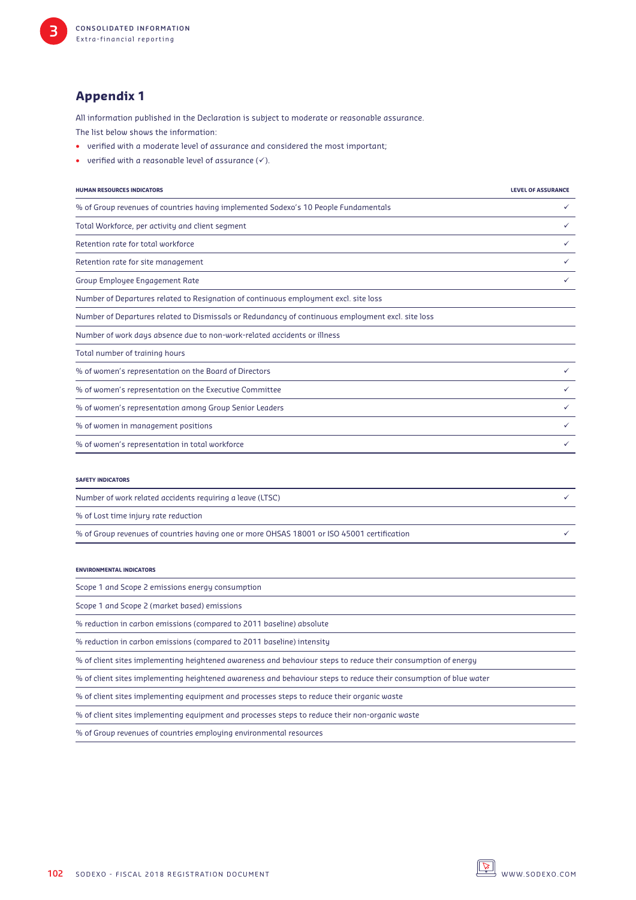## Appendix 1

All information published in the Declaration is subject to moderate or reasonable assurance.

The list below shows the information:

- verified with a moderate level of assurance and considered the most important;
- verified with a reasonable level of assurance (✓).

| HUMAN RESOURCES INDICATORS | LEVEL OF ASSURANCE |
|---|---|
| % of Group revenues of countries having implemented Sodexo's 10 People Fundamentals | ✓ |
| Total Workforce, per activity and client segment | ✓ |
| Retention rate for total workforce | ✓ |
| Retention rate for site management | ✓ |
| Group Employee Engagement Rate | ✓ |
| Number of Departures related to Resignation of continuous employment excl. site loss | |
| Number of Departures related to Dismissals or Redundancy of continuous employment excl. site loss | |
| Number of work days absence due to non-work-related accidents or illness | |
| Total number of training hours | |
| % of women's representation on the Board of Directors | ✓ |
| % of women's representation on the Executive Committee | ✓ |
| % of women's representation among Group Senior Leaders | ✓ |
| % of women in management positions | ✓ |
| % of women's representation in total workforce | ✓ |

| SAFETY INDICATORS | |
|---|---|
| Number of work related accidents requiring a leave (LTSC) | ✓ |
| % of Lost time injury rate reduction | |
| % of Group revenues of countries having one or more OHSAS 18001 or ISO 45001 certification | ✓ |

| ENVIRONMENTAL INDICATORS | |
|---|---|
| Scope 1 and Scope 2 emissions energy consumption | |
| Scope 1 and Scope 2 (market based) emissions | |
| % reduction in carbon emissions (compared to 2011 baseline) absolute | |
| % reduction in carbon emissions (compared to 2011 baseline) intensity | |
| % of client sites implementing heightened awareness and behaviour steps to reduce their consumption of energy | |
| % of client sites implementing heightened awareness and behaviour steps to reduce their consumption of blue water | |
| % of client sites implementing equipment and processes steps to reduce their organic waste | |
| % of client sites implementing equipment and processes steps to reduce their non-organic waste | |
| % of Group revenues of countries employing environmental resources | |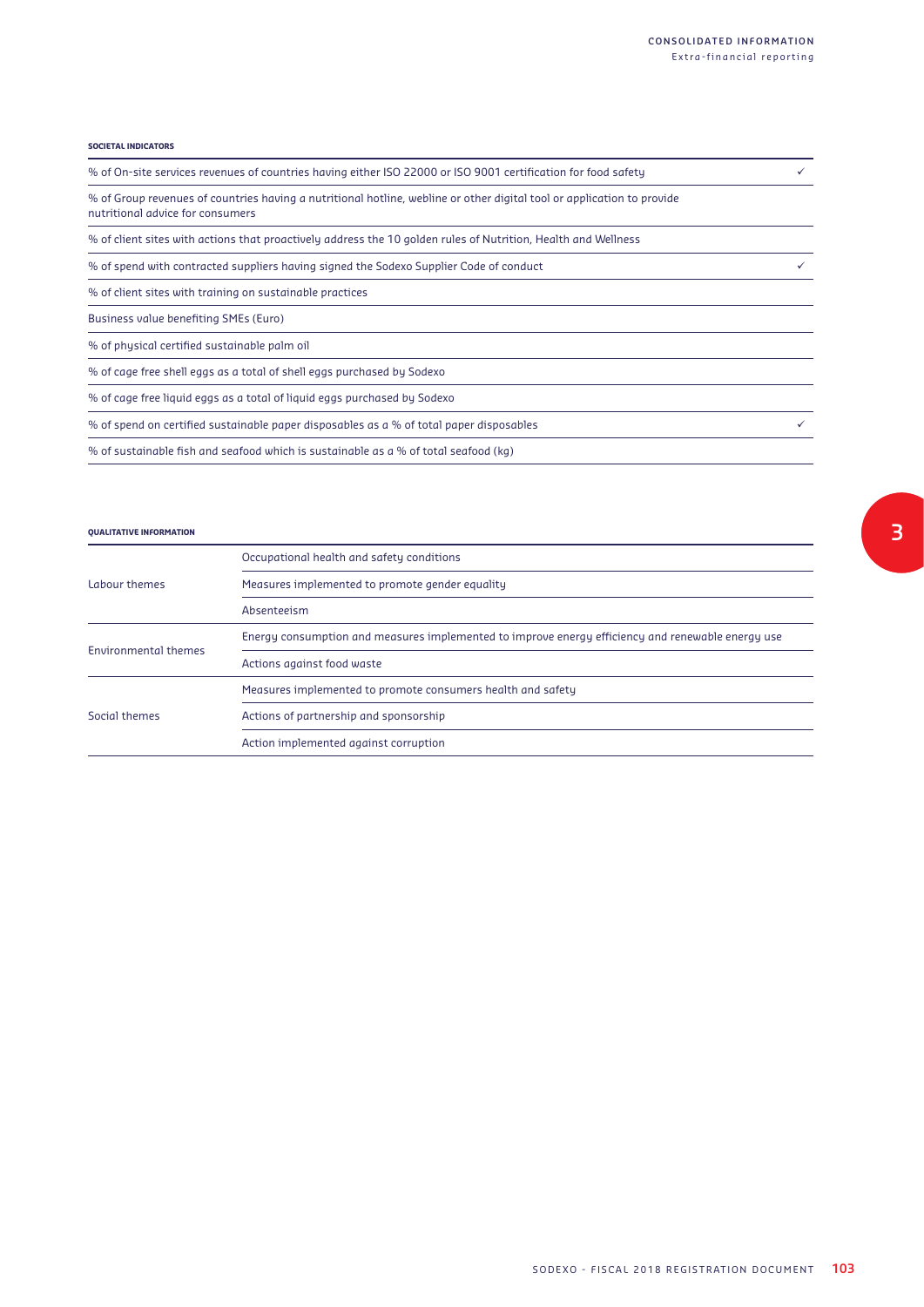#### SOCIETAL INDICATORS

| | |
|---|---|
| % of On-site services revenues of countries having either ISO 22000 or ISO 9001 certification for food safety | ✓ |
| % of Group revenues of countries having a nutritional hotline, webline or other digital tool or application to provide nutritional advice for consumers | |
| % of client sites with actions that proactively address the 10 golden rules of Nutrition, Health and Wellness | |
| % of spend with contracted suppliers having signed the Sodexo Supplier Code of conduct | ✓ |
| % of client sites with training on sustainable practices | |
| Business value benefiting SMEs (Euro) | |
| % of physical certified sustainable palm oil | |
| % of cage free shell eggs as a total of shell eggs purchased by Sodexo | |
| % of cage free liquid eggs as a total of liquid eggs purchased by Sodexo | |
| % of spend on certified sustainable paper disposables as a % of total paper disposables | ✓ |
| % of sustainable fish and seafood which is sustainable as a % of total seafood (kg) | |

#### QUALITATIVE INFORMATION

| | |
|---|---|
| Labour themes | Occupational health and safety conditions |
| | Measures implemented to promote gender equality |
| | Absenteeism |
| Environmental themes | Energy consumption and measures implemented to improve energy efficiency and renewable energy use |
| | Actions against food waste |
| Social themes | Measures implemented to promote consumers health and safety |
| | Actions of partnership and sponsorship |
| | Action implemented against corruption |